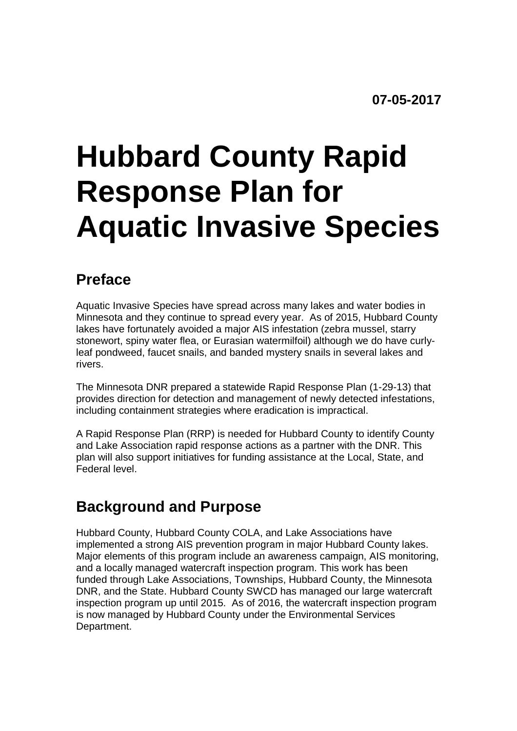**07-05-2017**

# Hubbard County Rapid Response Plan for Aquatic Invasive Species

## Preface

Aquatic Invasive Species have spread across many lakes and water bodies in Minnesota and they continue to spread every year. As of 2015, Hubbard County lakes have fortunately avoided a major AIS infestation (zebra mussel, starry stonewort, spiny water flea, or Eurasian watermilfoil) although we do have curly-leaf pondweed, faucet snails, and banded mystery snails in several lakes and rivers.

The Minnesota DNR prepared a statewide Rapid Response Plan (1-29-13) that provides direction for detection and management of newly detected infestations, including containment strategies where eradication is impractical.

A Rapid Response Plan (RRP) is needed for Hubbard County to identify County and Lake Association rapid response actions as a partner with the DNR. This plan will also support initiatives for funding assistance at the Local, State, and Federal level.

## Background and Purpose

Hubbard County, Hubbard County COLA, and Lake Associations have implemented a strong AIS prevention program in major Hubbard County lakes. Major elements of this program include an awareness campaign, AIS monitoring, and a locally managed watercraft inspection program. This work has been funded through Lake Associations, Townships, Hubbard County, the Minnesota DNR, and the State. Hubbard County SWCD has managed our large watercraft inspection program up until 2015. As of 2016, the watercraft inspection program is now managed by Hubbard County under the Environmental Services Department.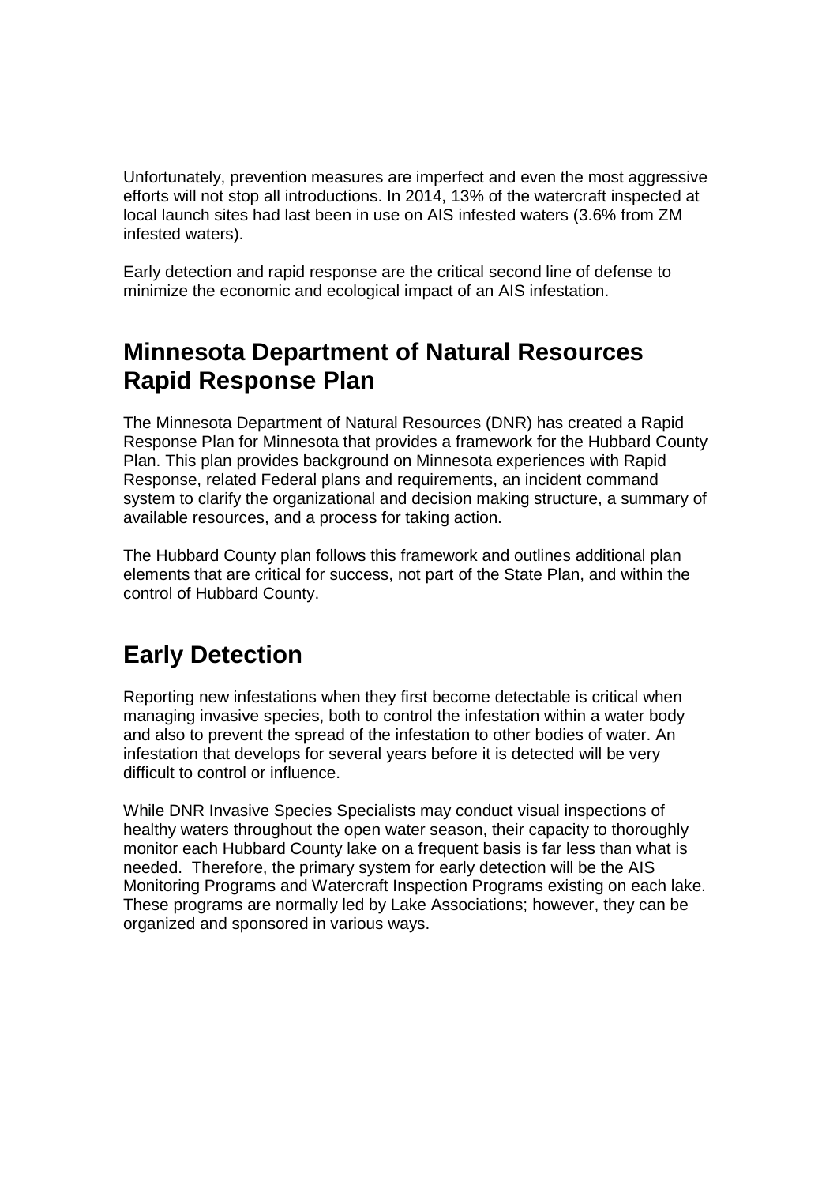Unfortunately, prevention measures are imperfect and even the most aggressive efforts will not stop all introductions. In 2014, 13% of the watercraft inspected at local launch sites had last been in use on AIS infested waters (3.6% from ZM infested waters).

Early detection and rapid response are the critical second line of defense to minimize the economic and ecological impact of an AIS infestation.

## Minnesota Department of Natural Resources Rapid Response Plan

The Minnesota Department of Natural Resources (DNR) has created a Rapid Response Plan for Minnesota that provides a framework for the Hubbard County Plan. This plan provides background on Minnesota experiences with Rapid Response, related Federal plans and requirements, an incident command system to clarify the organizational and decision making structure, a summary of available resources, and a process for taking action.

The Hubbard County plan follows this framework and outlines additional plan elements that are critical for success, not part of the State Plan, and within the control of Hubbard County.

## Early Detection

Reporting new infestations when they first become detectable is critical when managing invasive species, both to control the infestation within a water body and also to prevent the spread of the infestation to other bodies of water. An infestation that develops for several years before it is detected will be very difficult to control or influence.

While DNR Invasive Species Specialists may conduct visual inspections of healthy waters throughout the open water season, their capacity to thoroughly monitor each Hubbard County lake on a frequent basis is far less than what is needed. Therefore, the primary system for early detection will be the AIS Monitoring Programs and Watercraft Inspection Programs existing on each lake. These programs are normally led by Lake Associations; however, they can be organized and sponsored in various ways.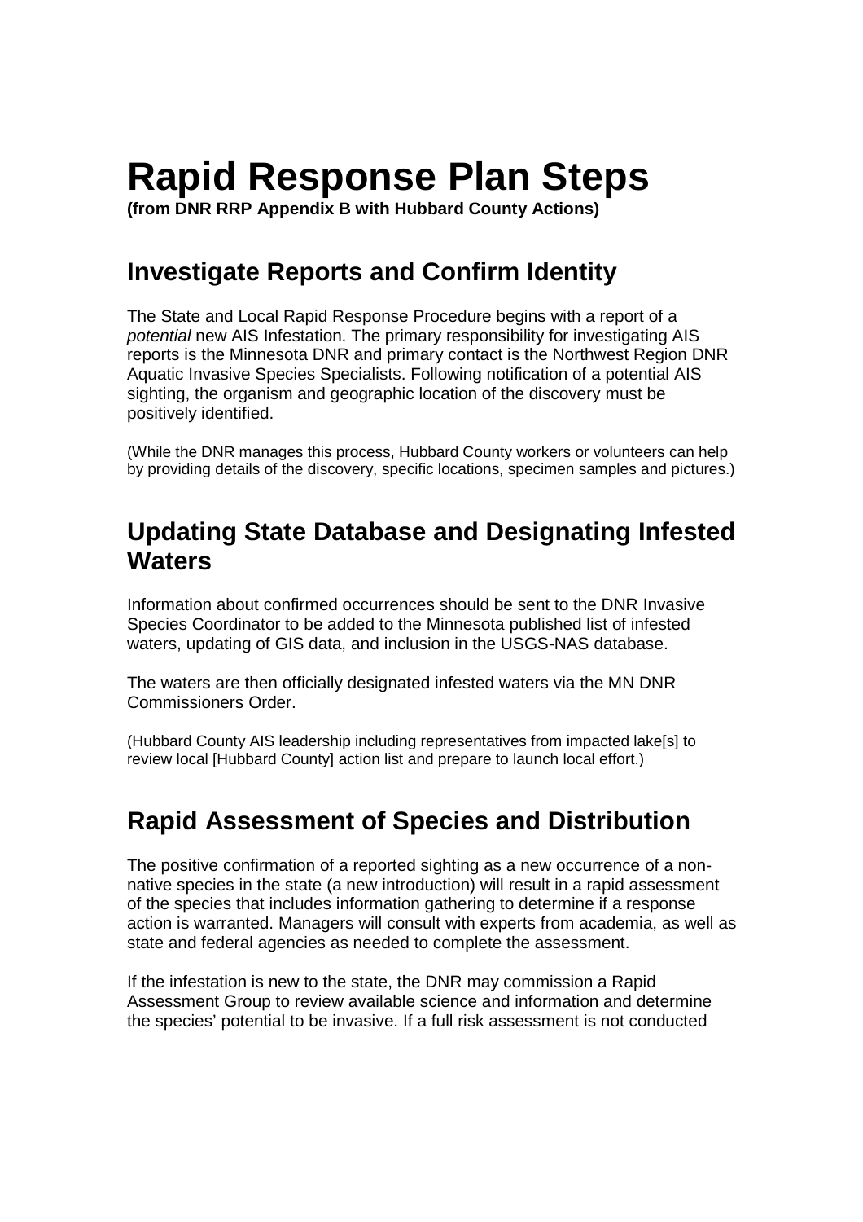# Rapid Response Plan Steps

**(from DNR RRP Appendix B with Hubbard County Actions)**

## Investigate Reports and Confirm Identity

The State and Local Rapid Response Procedure begins with a report of a *potential* new AIS Infestation. The primary responsibility for investigating AIS reports is the Minnesota DNR and primary contact is the Northwest Region DNR Aquatic Invasive Species Specialists. Following notification of a potential AIS sighting, the organism and geographic location of the discovery must be positively identified.

(While the DNR manages this process, Hubbard County workers or volunteers can help by providing details of the discovery, specific locations, specimen samples and pictures.)

## Updating State Database and Designating Infested Waters

Information about confirmed occurrences should be sent to the DNR Invasive Species Coordinator to be added to the Minnesota published list of infested waters, updating of GIS data, and inclusion in the USGS-NAS database.

The waters are then officially designated infested waters via the MN DNR Commissioners Order.

(Hubbard County AIS leadership including representatives from impacted lake[s] to review local [Hubbard County] action list and prepare to launch local effort.)

## Rapid Assessment of Species and Distribution

The positive confirmation of a reported sighting as a new occurrence of a non-native species in the state (a new introduction) will result in a rapid assessment of the species that includes information gathering to determine if a response action is warranted. Managers will consult with experts from academia, as well as state and federal agencies as needed to complete the assessment.

If the infestation is new to the state, the DNR may commission a Rapid Assessment Group to review available science and information and determine the species' potential to be invasive. If a full risk assessment is not conducted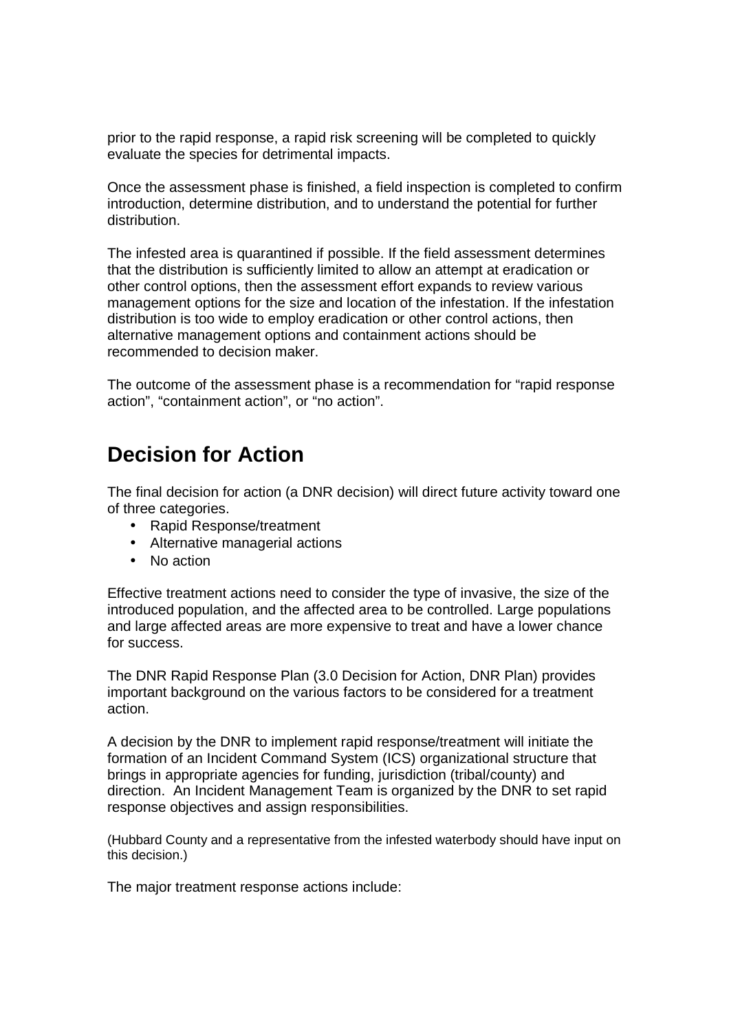prior to the rapid response, a rapid risk screening will be completed to quickly evaluate the species for detrimental impacts.

Once the assessment phase is finished, a field inspection is completed to confirm introduction, determine distribution, and to understand the potential for further distribution.

The infested area is quarantined if possible. If the field assessment determines that the distribution is sufficiently limited to allow an attempt at eradication or other control options, then the assessment effort expands to review various management options for the size and location of the infestation. If the infestation distribution is too wide to employ eradication or other control actions, then alternative management options and containment actions should be recommended to decision maker.

The outcome of the assessment phase is a recommendation for "rapid response action", "containment action", or "no action".

## Decision for Action

The final decision for action (a DNR decision) will direct future activity toward one of three categories.

- Rapid Response/treatment
- Alternative managerial actions
- No action

Effective treatment actions need to consider the type of invasive, the size of the introduced population, and the affected area to be controlled. Large populations and large affected areas are more expensive to treat and have a lower chance for success.

The DNR Rapid Response Plan (3.0 Decision for Action, DNR Plan) provides important background on the various factors to be considered for a treatment action.

A decision by the DNR to implement rapid response/treatment will initiate the formation of an Incident Command System (ICS) organizational structure that brings in appropriate agencies for funding, jurisdiction (tribal/county) and direction. An Incident Management Team is organized by the DNR to set rapid response objectives and assign responsibilities.

(Hubbard County and a representative from the infested waterbody should have input on this decision.)

The major treatment response actions include: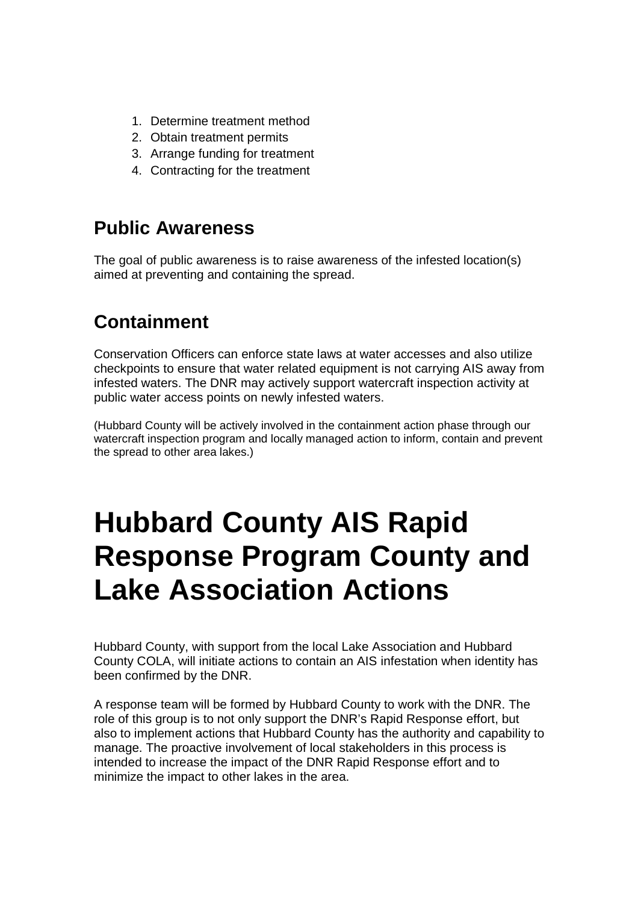1. Determine treatment method
2. Obtain treatment permits
3. Arrange funding for treatment
4. Contracting for the treatment

## Public Awareness

The goal of public awareness is to raise awareness of the infested location(s) aimed at preventing and containing the spread.

## Containment

Conservation Officers can enforce state laws at water accesses and also utilize checkpoints to ensure that water related equipment is not carrying AIS away from infested waters. The DNR may actively support watercraft inspection activity at public water access points on newly infested waters.

(Hubbard County will be actively involved in the containment action phase through our watercraft inspection program and locally managed action to inform, contain and prevent the spread to other area lakes.)

# Hubbard County AIS Rapid Response Program County and Lake Association Actions

Hubbard County, with support from the local Lake Association and Hubbard County COLA, will initiate actions to contain an AIS infestation when identity has been confirmed by the DNR.

A response team will be formed by Hubbard County to work with the DNR. The role of this group is to not only support the DNR's Rapid Response effort, but also to implement actions that Hubbard County has the authority and capability to manage. The proactive involvement of local stakeholders in this process is intended to increase the impact of the DNR Rapid Response effort and to minimize the impact to other lakes in the area.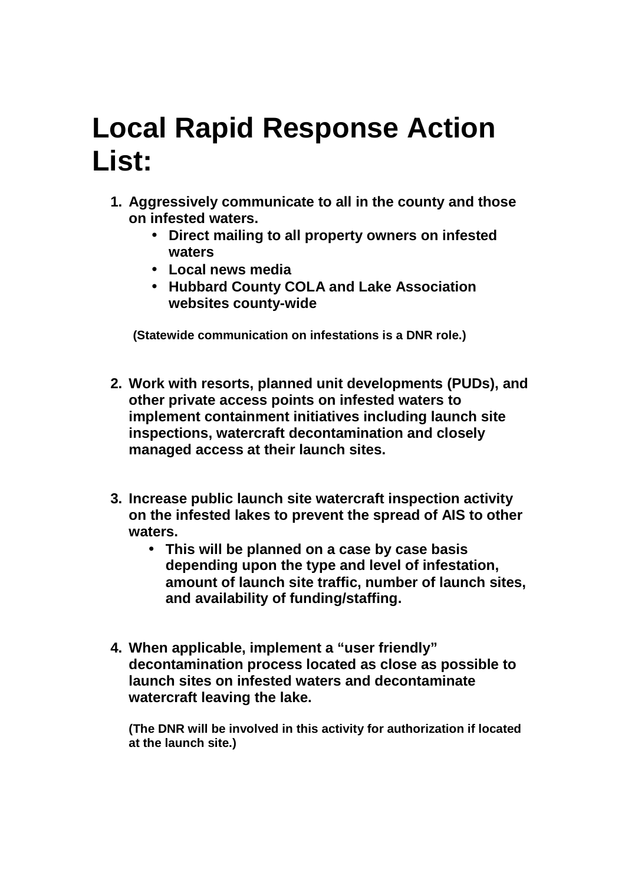# Local Rapid Response Action List:

1. **Aggressively communicate to all in the county and those on infested waters.**
   - **Direct mailing to all property owners on infested waters**
   - **Local news media**
   - **Hubbard County COLA and Lake Association websites county-wide**

   **(Statewide communication on infestations is a DNR role.)**

2. **Work with resorts, planned unit developments (PUDs), and other private access points on infested waters to implement containment initiatives including launch site inspections, watercraft decontamination and closely managed access at their launch sites.**

3. **Increase public launch site watercraft inspection activity on the infested lakes to prevent the spread of AIS to other waters.**
   - **This will be planned on a case by case basis depending upon the type and level of infestation, amount of launch site traffic, number of launch sites, and availability of funding/staffing.**

4. **When applicable, implement a "user friendly" decontamination process located as close as possible to launch sites on infested waters and decontaminate watercraft leaving the lake.**

   **(The DNR will be involved in this activity for authorization if located at the launch site.)**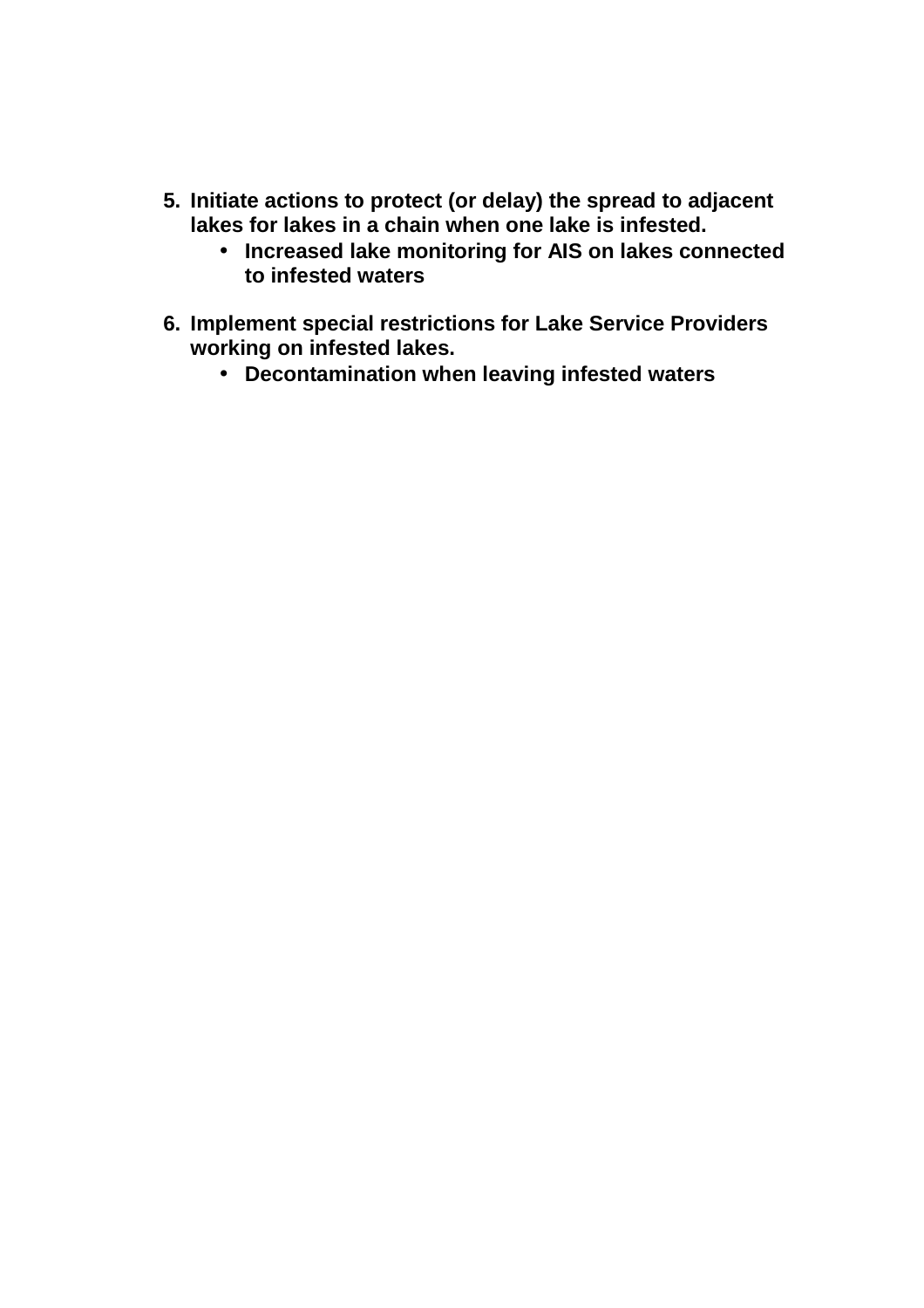5. **Initiate actions to protect (or delay) the spread to adjacent lakes for lakes in a chain when one lake is infested.**
    - **Increased lake monitoring for AIS on lakes connected to infested waters**

6. **Implement special restrictions for Lake Service Providers working on infested lakes.**
    - **Decontamination when leaving infested waters**